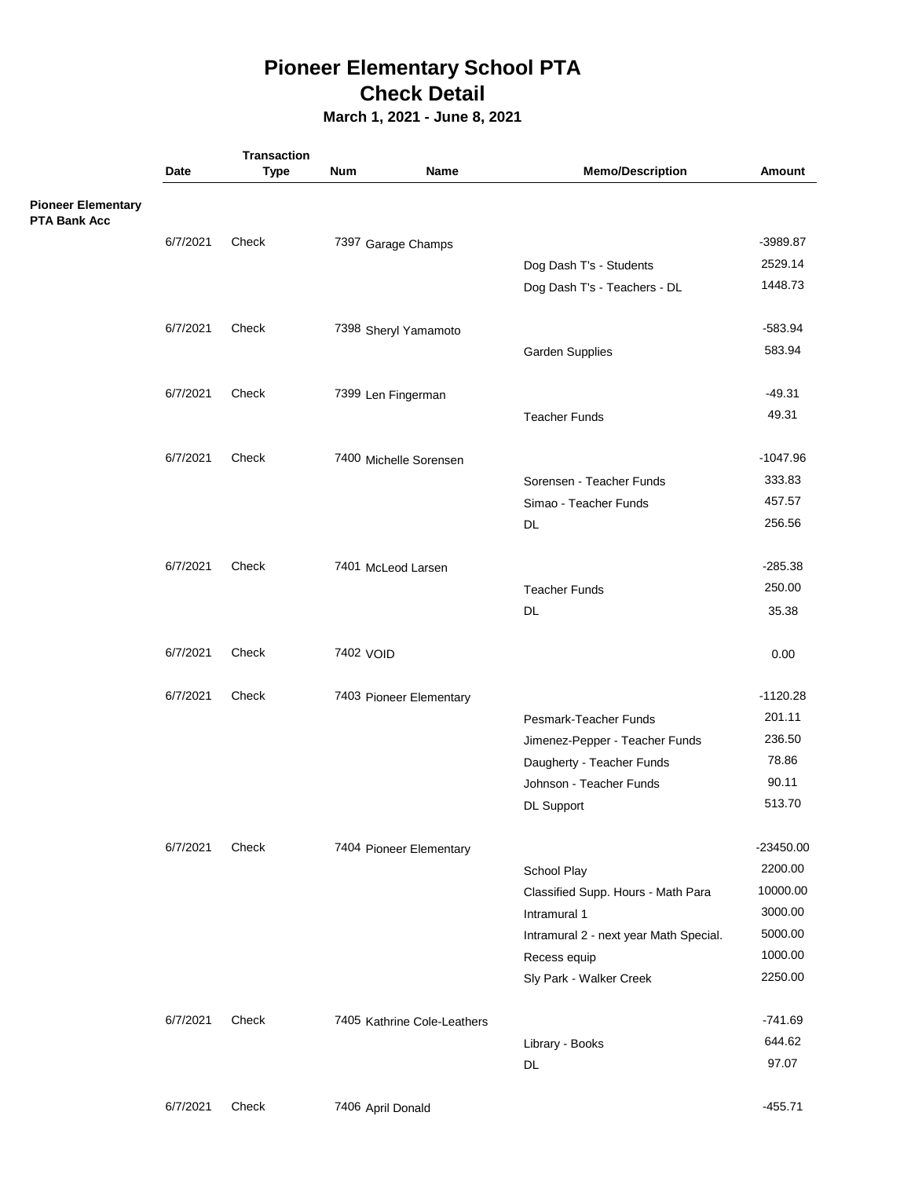# Pioneer Elementary School PTA
## Check Detail
### March 1, 2021 - June 8, 2021

| | Date | Transaction Type | Num | Name | Memo/Description | Amount |
|---|---|---|---|---|---|---|
| **Pioneer Elementary PTA Bank Acc** | | | | | | |
| | 6/7/2021 | Check | 7397 | Garage Champs | | -3989.87 |
| | | | | | Dog Dash T's - Students | 2529.14 |
| | | | | | Dog Dash T's - Teachers - DL | 1448.73 |
| | 6/7/2021 | Check | 7398 | Sheryl Yamamoto | | -583.94 |
| | | | | | Garden Supplies | 583.94 |
| | 6/7/2021 | Check | 7399 | Len Fingerman | | -49.31 |
| | | | | | Teacher Funds | 49.31 |
| | 6/7/2021 | Check | 7400 | Michelle Sorensen | | -1047.96 |
| | | | | | Sorensen - Teacher Funds | 333.83 |
| | | | | | Simao - Teacher Funds | 457.57 |
| | | | | | DL | 256.56 |
| | 6/7/2021 | Check | 7401 | McLeod Larsen | | -285.38 |
| | | | | | Teacher Funds | 250.00 |
| | | | | | DL | 35.38 |
| | 6/7/2021 | Check | 7402 | VOID | | 0.00 |
| | 6/7/2021 | Check | 7403 | Pioneer Elementary | | -1120.28 |
| | | | | | Pesmark-Teacher Funds | 201.11 |
| | | | | | Jimenez-Pepper - Teacher Funds | 236.50 |
| | | | | | Daugherty - Teacher Funds | 78.86 |
| | | | | | Johnson - Teacher Funds | 90.11 |
| | | | | | DL Support | 513.70 |
| | 6/7/2021 | Check | 7404 | Pioneer Elementary | | -23450.00 |
| | | | | | School Play | 2200.00 |
| | | | | | Classified Supp. Hours - Math Para | 10000.00 |
| | | | | | Intramural 1 | 3000.00 |
| | | | | | Intramural 2 - next year Math Special. | 5000.00 |
| | | | | | Recess equip | 1000.00 |
| | | | | | Sly Park - Walker Creek | 2250.00 |
| | 6/7/2021 | Check | 7405 | Kathrine Cole-Leathers | | -741.69 |
| | | | | | Library - Books | 644.62 |
| | | | | | DL | 97.07 |
| | 6/7/2021 | Check | 7406 | April Donald | | -455.71 |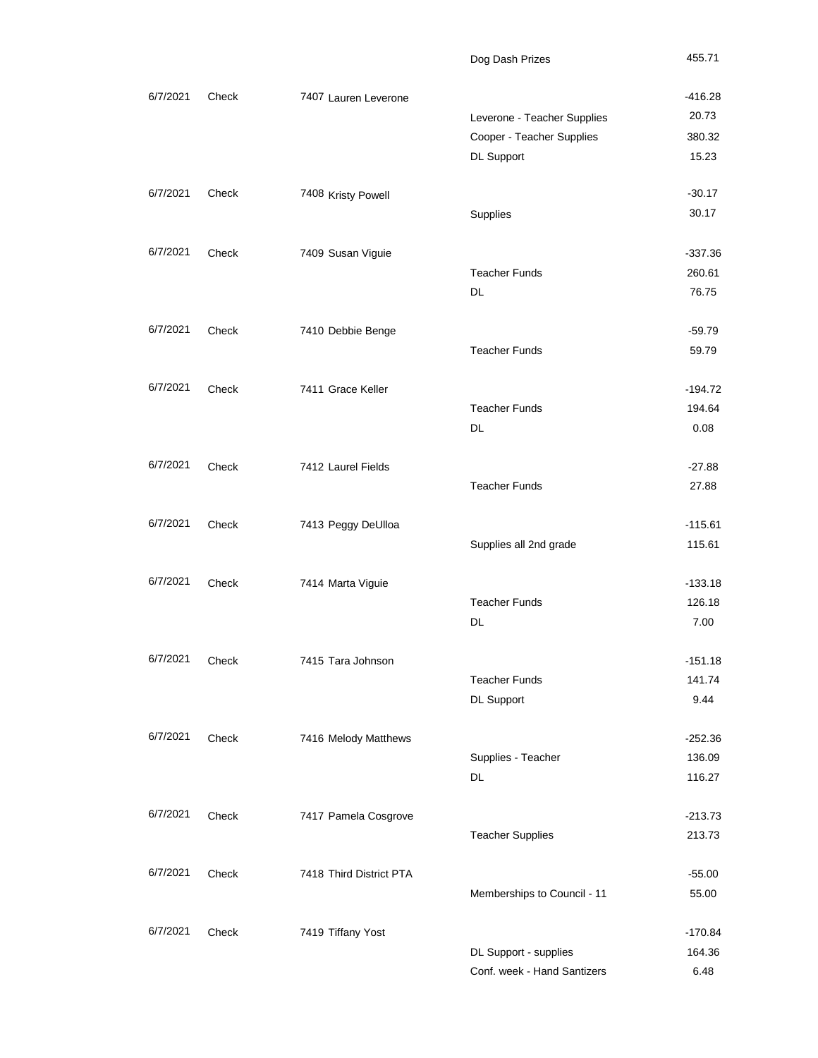| | | | | |
|---|---|---|---|---|
| | | | Dog Dash Prizes | 455.71 |
| 6/7/2021 | Check | 7407 Lauren Leverone | | -416.28 |
| | | | Leverone - Teacher Supplies | 20.73 |
| | | | Cooper - Teacher Supplies | 380.32 |
| | | | DL Support | 15.23 |
| 6/7/2021 | Check | 7408 Kristy Powell | | -30.17 |
| | | | Supplies | 30.17 |
| 6/7/2021 | Check | 7409 Susan Viguie | | -337.36 |
| | | | Teacher Funds | 260.61 |
| | | | DL | 76.75 |
| 6/7/2021 | Check | 7410 Debbie Benge | | -59.79 |
| | | | Teacher Funds | 59.79 |
| 6/7/2021 | Check | 7411 Grace Keller | | -194.72 |
| | | | Teacher Funds | 194.64 |
| | | | DL | 0.08 |
| 6/7/2021 | Check | 7412 Laurel Fields | | -27.88 |
| | | | Teacher Funds | 27.88 |
| 6/7/2021 | Check | 7413 Peggy DeUlloa | | -115.61 |
| | | | Supplies all 2nd grade | 115.61 |
| 6/7/2021 | Check | 7414 Marta Viguie | | -133.18 |
| | | | Teacher Funds | 126.18 |
| | | | DL | 7.00 |
| 6/7/2021 | Check | 7415 Tara Johnson | | -151.18 |
| | | | Teacher Funds | 141.74 |
| | | | DL Support | 9.44 |
| 6/7/2021 | Check | 7416 Melody Matthews | | -252.36 |
| | | | Supplies - Teacher | 136.09 |
| | | | DL | 116.27 |
| 6/7/2021 | Check | 7417 Pamela Cosgrove | | -213.73 |
| | | | Teacher Supplies | 213.73 |
| 6/7/2021 | Check | 7418 Third District PTA | | -55.00 |
| | | | Memberships to Council - 11 | 55.00 |
| 6/7/2021 | Check | 7419 Tiffany Yost | | -170.84 |
| | | | DL Support - supplies | 164.36 |
| | | | Conf. week - Hand Santizers | 6.48 |